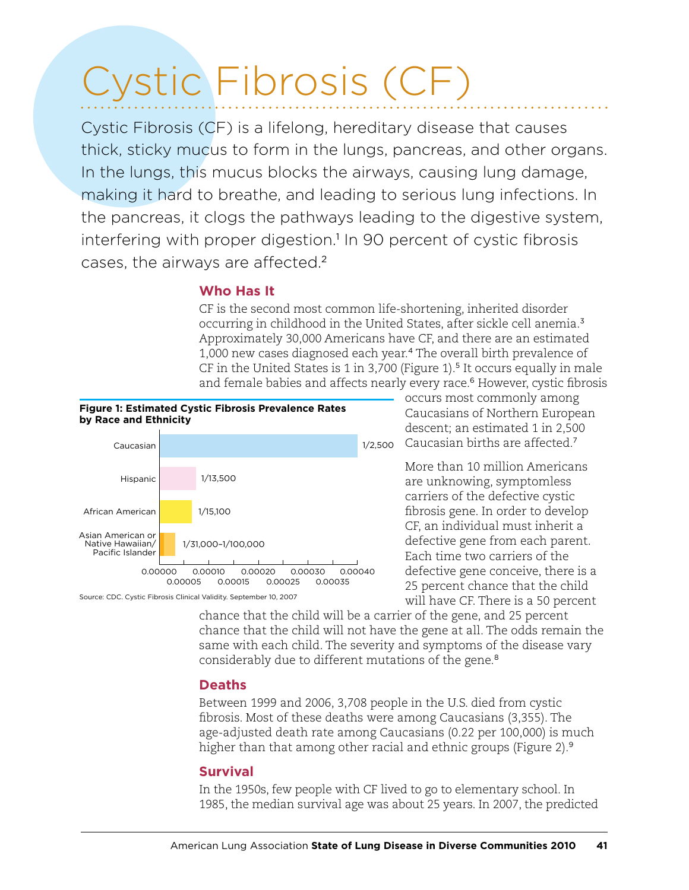# Cystic Fibrosis (CF)

Cystic Fibrosis (CF) is a lifelong, hereditary disease that causes thick, sticky mucus to form in the lungs, pancreas, and other organs. In the lungs, this mucus blocks the airways, causing lung damage, making it hard to breathe, and leading to serious lung infections. In the pancreas, it clogs the pathways leading to the digestive system, interfering with proper digestion.[1] In 90 percent of cystic fibrosis cases, the airways are affected.[2]

## Who Has It

CF is the second most common life-shortening, inherited disorder occurring in childhood in the United States, after sickle cell anemia.[3] Approximately 30,000 Americans have CF, and there are an estimated 1,000 new cases diagnosed each year.[4] The overall birth prevalence of CF in the United States is 1 in 3,700 (Figure 1).[5] It occurs equally in male and female babies and affects nearly every race.[6] However, cystic fibrosis occurs most commonly among Caucasians of Northern European descent; an estimated 1 in 2,500 Caucasian births are affected.[7]

**Figure 1: Estimated Cystic Fibrosis Prevalence Rates by Race and Ethnicity**

| Race/Ethnicity | Prevalence |
|---|---|
| Caucasian | 1/2,500 |
| Hispanic | 1/13,500 |
| African American | 1/15,100 |
| Asian American or Native Hawaiian/ Pacific Islander | 1/31,000–1/100,000 |

Source: CDC. Cystic Fibrosis Clinical Validity. September 10, 2007

More than 10 million Americans are unknowing, symptomless carriers of the defective cystic fibrosis gene. In order to develop CF, an individual must inherit a defective gene from each parent. Each time two carriers of the defective gene conceive, there is a 25 percent chance that the child will have CF. There is a 50 percent chance that the child will be a carrier of the gene, and 25 percent chance that the child will not have the gene at all. The odds remain the same with each child. The severity and symptoms of the disease vary considerably due to different mutations of the gene.[8]

## Deaths

Between 1999 and 2006, 3,708 people in the U.S. died from cystic fibrosis. Most of these deaths were among Caucasians (3,355). The age-adjusted death rate among Caucasians (0.22 per 100,000) is much higher than that among other racial and ethnic groups (Figure 2).[9]

## Survival

In the 1950s, few people with CF lived to go to elementary school. In 1985, the median survival age was about 25 years. In 2007, the predicted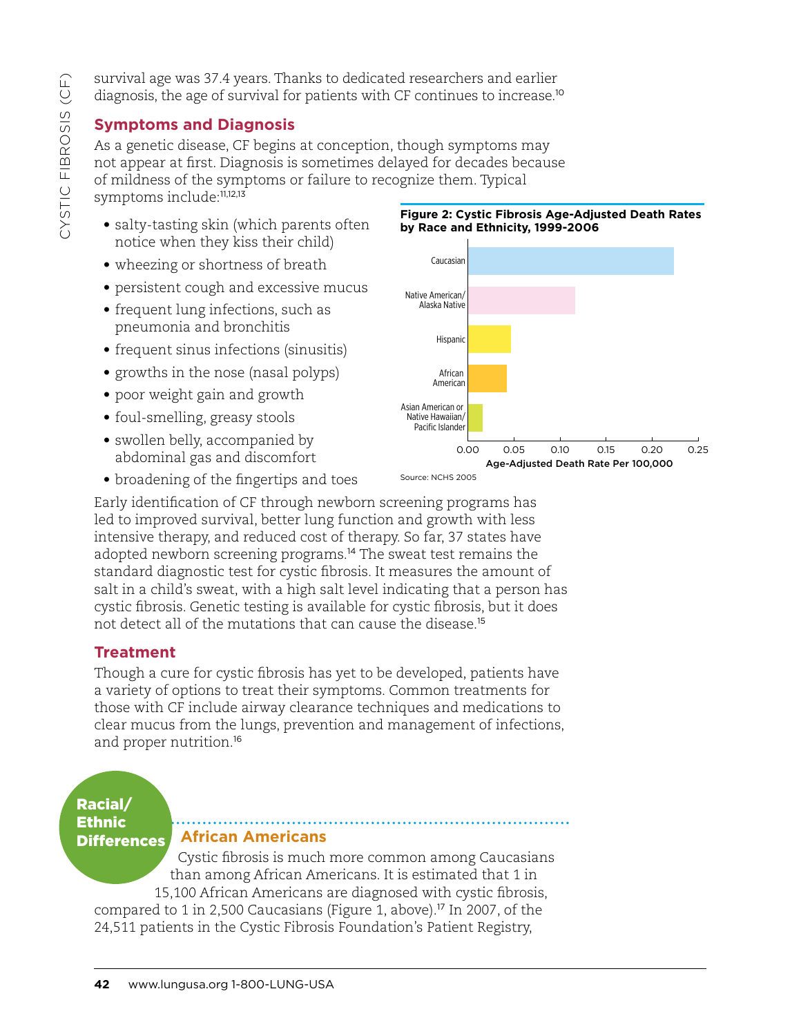survival age was 37.4 years. Thanks to dedicated researchers and earlier diagnosis, the age of survival for patients with CF continues to increase.[10]

## Symptoms and Diagnosis

As a genetic disease, CF begins at conception, though symptoms may not appear at first. Diagnosis is sometimes delayed for decades because of mildness of the symptoms or failure to recognize them. Typical symptoms include:[11,12,13]

- salty-tasting skin (which parents often notice when they kiss their child)
- wheezing or shortness of breath
- persistent cough and excessive mucus
- frequent lung infections, such as pneumonia and bronchitis
- frequent sinus infections (sinusitis)
- growths in the nose (nasal polyps)
- poor weight gain and growth
- foul-smelling, greasy stools
- swollen belly, accompanied by abdominal gas and discomfort
- broadening of the fingertips and toes

**Figure 2: Cystic Fibrosis Age-Adjusted Death Rates by Race and Ethnicity, 1999-2006**

| Race/Ethnicity | Age-Adjusted Death Rate Per 100,000 (approx.) |
|---|---|
| Caucasian | 0.22 |
| Native American/Alaska Native | 0.12 |
| Hispanic | 0.05 |
| African American | 0.04 |
| Asian American or Native Hawaiian/Pacific Islander | 0.02 |

Source: NCHS 2005

Early identification of CF through newborn screening programs has led to improved survival, better lung function and growth with less intensive therapy, and reduced cost of therapy. So far, 37 states have adopted newborn screening programs.[14] The sweat test remains the standard diagnostic test for cystic fibrosis. It measures the amount of salt in a child's sweat, with a high salt level indicating that a person has cystic fibrosis. Genetic testing is available for cystic fibrosis, but it does not detect all of the mutations that can cause the disease.[15]

## Treatment

Though a cure for cystic fibrosis has yet to be developed, patients have a variety of options to treat their symptoms. Common treatments for those with CF include airway clearance techniques and medications to clear mucus from the lungs, prevention and management of infections, and proper nutrition.[16]

## Racial/Ethnic Differences

### African Americans

Cystic fibrosis is much more common among Caucasians than among African Americans. It is estimated that 1 in 15,100 African Americans are diagnosed with cystic fibrosis, compared to 1 in 2,500 Caucasians (Figure 1, above).[17] In 2007, of the 24,511 patients in the Cystic Fibrosis Foundation's Patient Registry,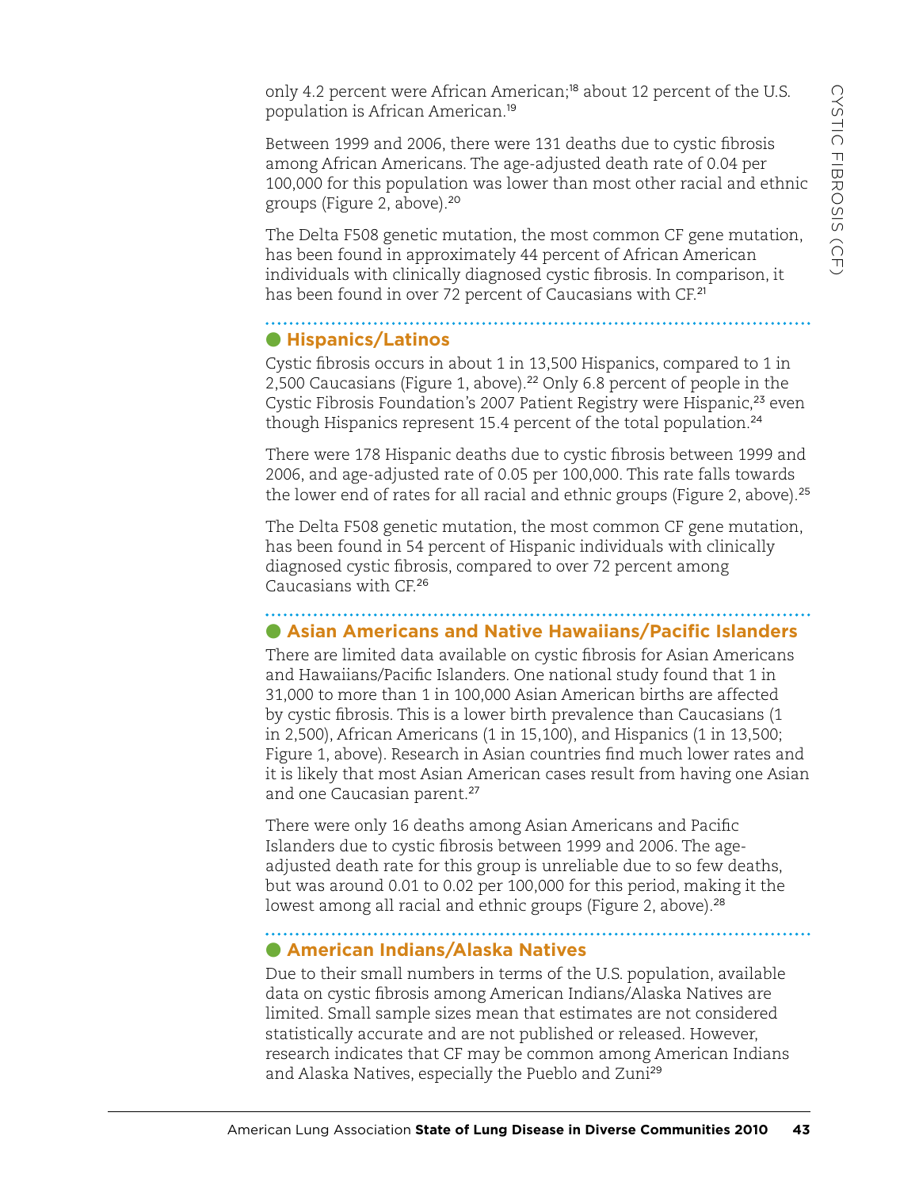only 4.2 percent were African American;[18] about 12 percent of the U.S. population is African American.[19]

Between 1999 and 2006, there were 131 deaths due to cystic fibrosis among African Americans. The age-adjusted death rate of 0.04 per 100,000 for this population was lower than most other racial and ethnic groups (Figure 2, above).[20]

The Delta F508 genetic mutation, the most common CF gene mutation, has been found in approximately 44 percent of African American individuals with clinically diagnosed cystic fibrosis. In comparison, it has been found in over 72 percent of Caucasians with CF.[21]

## Hispanics/Latinos

Cystic fibrosis occurs in about 1 in 13,500 Hispanics, compared to 1 in 2,500 Caucasians (Figure 1, above).[22] Only 6.8 percent of people in the Cystic Fibrosis Foundation's 2007 Patient Registry were Hispanic,[23] even though Hispanics represent 15.4 percent of the total population.[24]

There were 178 Hispanic deaths due to cystic fibrosis between 1999 and 2006, and age-adjusted rate of 0.05 per 100,000. This rate falls towards the lower end of rates for all racial and ethnic groups (Figure 2, above).[25]

The Delta F508 genetic mutation, the most common CF gene mutation, has been found in 54 percent of Hispanic individuals with clinically diagnosed cystic fibrosis, compared to over 72 percent among Caucasians with CF.[26]

## Asian Americans and Native Hawaiians/Pacific Islanders

There are limited data available on cystic fibrosis for Asian Americans and Hawaiians/Pacific Islanders. One national study found that 1 in 31,000 to more than 1 in 100,000 Asian American births are affected by cystic fibrosis. This is a lower birth prevalence than Caucasians (1 in 2,500), African Americans (1 in 15,100), and Hispanics (1 in 13,500; Figure 1, above). Research in Asian countries find much lower rates and it is likely that most Asian American cases result from having one Asian and one Caucasian parent.[27]

There were only 16 deaths among Asian Americans and Pacific Islanders due to cystic fibrosis between 1999 and 2006. The age-adjusted death rate for this group is unreliable due to so few deaths, but was around 0.01 to 0.02 per 100,000 for this period, making it the lowest among all racial and ethnic groups (Figure 2, above).[28]

## American Indians/Alaska Natives

Due to their small numbers in terms of the U.S. population, available data on cystic fibrosis among American Indians/Alaska Natives are limited. Small sample sizes mean that estimates are not considered statistically accurate and are not published or released. However, research indicates that CF may be common among American Indians and Alaska Natives, especially the Pueblo and Zuni[29]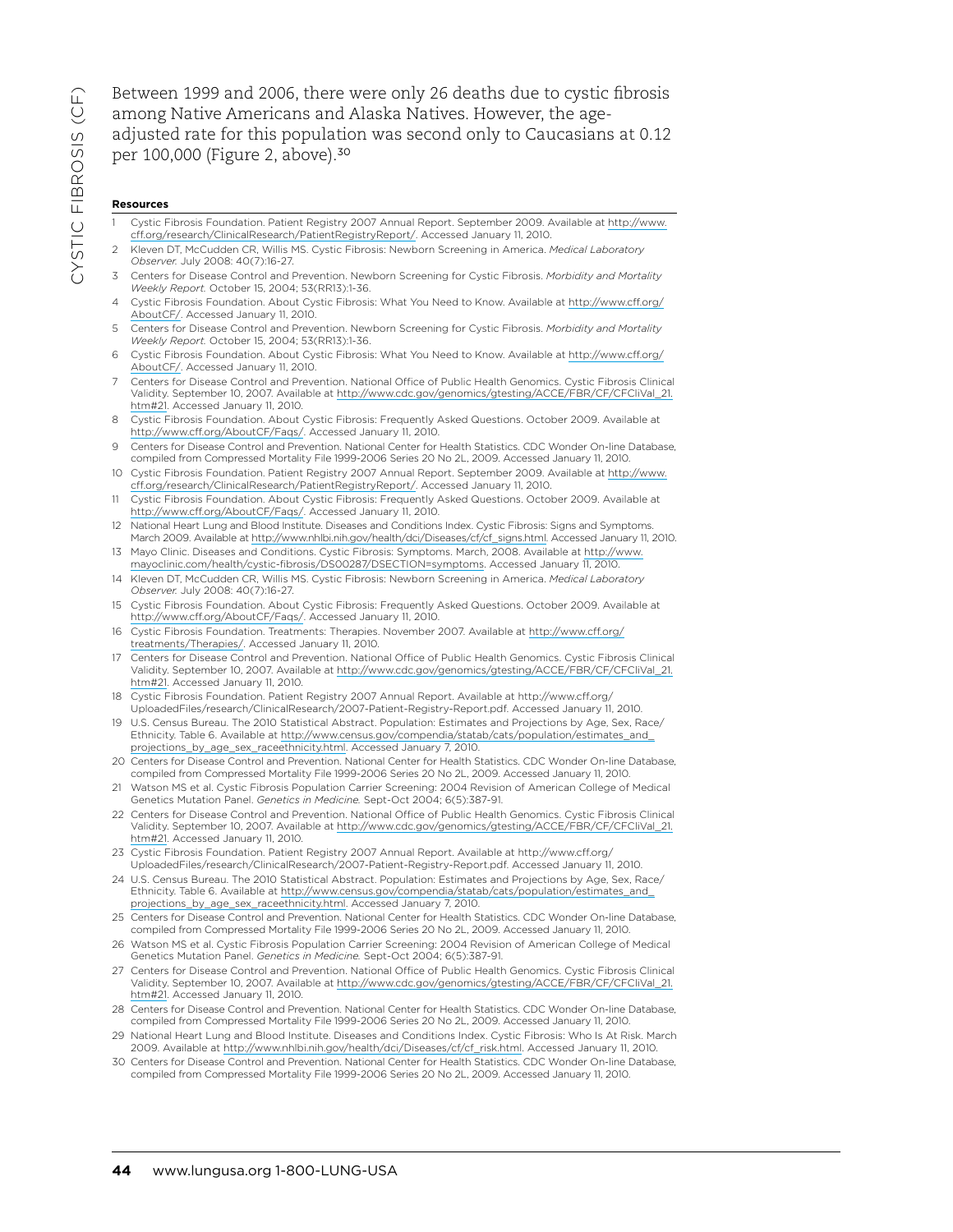Between 1999 and 2006, there were only 26 deaths due to cystic fibrosis among Native Americans and Alaska Natives. However, the age-adjusted rate for this population was second only to Caucasians at 0.12 per 100,000 (Figure 2, above).[30]

**Resources**

1. Cystic Fibrosis Foundation. Patient Registry 2007 Annual Report. September 2009. Available at http://www.cff.org/research/ClinicalResearch/PatientRegistryReport/. Accessed January 11, 2010.
2. Kleven DT, McCudden CR, Willis MS. Cystic Fibrosis: Newborn Screening in America. *Medical Laboratory Observer.* July 2008: 40(7):16-27.
3. Centers for Disease Control and Prevention. Newborn Screening for Cystic Fibrosis. *Morbidity and Mortality Weekly Report.* October 15, 2004; 53(RR13):1-36.
4. Cystic Fibrosis Foundation. About Cystic Fibrosis: What You Need to Know. Available at http://www.cff.org/AboutCF/. Accessed January 11, 2010.
5. Centers for Disease Control and Prevention. Newborn Screening for Cystic Fibrosis. *Morbidity and Mortality Weekly Report.* October 15, 2004; 53(RR13):1-36.
6. Cystic Fibrosis Foundation. About Cystic Fibrosis: What You Need to Know. Available at http://www.cff.org/AboutCF/. Accessed January 11, 2010.
7. Centers for Disease Control and Prevention. National Office of Public Health Genomics. Cystic Fibrosis Clinical Validity. September 10, 2007. Available at http://www.cdc.gov/genomics/gtesting/ACCE/FBR/CF/CFCliVal_21.htm#21. Accessed January 11, 2010.
8. Cystic Fibrosis Foundation. About Cystic Fibrosis: Frequently Asked Questions. October 2009. Available at http://www.cff.org/AboutCF/Faqs/. Accessed January 11, 2010.
9. Centers for Disease Control and Prevention. National Center for Health Statistics. CDC Wonder On-line Database, compiled from Compressed Mortality File 1999-2006 Series 20 No 2L, 2009. Accessed January 11, 2010.
10. Cystic Fibrosis Foundation. Patient Registry 2007 Annual Report. September 2009. Available at http://www.cff.org/research/ClinicalResearch/PatientRegistryReport/. Accessed January 11, 2010.
11. Cystic Fibrosis Foundation. About Cystic Fibrosis: Frequently Asked Questions. October 2009. Available at http://www.cff.org/AboutCF/Faqs/. Accessed January 11, 2010.
12. National Heart Lung and Blood Institute. Diseases and Conditions Index. Cystic Fibrosis: Signs and Symptoms. March 2009. Available at http://www.nhlbi.nih.gov/health/dci/Diseases/cf/cf_signs.html. Accessed January 11, 2010.
13. Mayo Clinic. Diseases and Conditions. Cystic Fibrosis: Symptoms. March, 2008. Available at http://www.mayoclinic.com/health/cystic-fibrosis/DS00287/DSECTION=symptoms. Accessed January 11, 2010.
14. Kleven DT, McCudden CR, Willis MS. Cystic Fibrosis: Newborn Screening in America. *Medical Laboratory Observer.* July 2008: 40(7):16-27.
15. Cystic Fibrosis Foundation. About Cystic Fibrosis: Frequently Asked Questions. October 2009. Available at http://www.cff.org/AboutCF/Faqs/. Accessed January 11, 2010.
16. Cystic Fibrosis Foundation. Treatments: Therapies. November 2007. Available at http://www.cff.org/treatments/Therapies/. Accessed January 11, 2010.
17. Centers for Disease Control and Prevention. National Office of Public Health Genomics. Cystic Fibrosis Clinical Validity. September 10, 2007. Available at http://www.cdc.gov/genomics/gtesting/ACCE/FBR/CF/CFCliVal_21.htm#21. Accessed January 11, 2010.
18. Cystic Fibrosis Foundation. Patient Registry 2007 Annual Report. Available at http://www.cff.org/UploadedFiles/research/ClinicalResearch/2007-Patient-Registry-Report.pdf. Accessed January 11, 2010.
19. U.S. Census Bureau. The 2010 Statistical Abstract. Population: Estimates and Projections by Age, Sex, Race/Ethnicity. Table 6. Available at http://www.census.gov/compendia/statab/cats/population/estimates_and_projections_by_age_sex_raceethnicity.html. Accessed January 7, 2010.
20. Centers for Disease Control and Prevention. National Center for Health Statistics. CDC Wonder On-line Database, compiled from Compressed Mortality File 1999-2006 Series 20 No 2L, 2009. Accessed January 11, 2010.
21. Watson MS et al. Cystic Fibrosis Population Carrier Screening: 2004 Revision of American College of Medical Genetics Mutation Panel. *Genetics in Medicine.* Sept-Oct 2004; 6(5):387-91.
22. Centers for Disease Control and Prevention. National Office of Public Health Genomics. Cystic Fibrosis Clinical Validity. September 10, 2007. Available at http://www.cdc.gov/genomics/gtesting/ACCE/FBR/CF/CFCliVal_21.htm#21. Accessed January 11, 2010.
23. Cystic Fibrosis Foundation. Patient Registry 2007 Annual Report. Available at http://www.cff.org/UploadedFiles/research/ClinicalResearch/2007-Patient-Registry-Report.pdf. Accessed January 11, 2010.
24. U.S. Census Bureau. The 2010 Statistical Abstract. Population: Estimates and Projections by Age, Sex, Race/Ethnicity. Table 6. Available at http://www.census.gov/compendia/statab/cats/population/estimates_and_projections_by_age_sex_raceethnicity.html. Accessed January 7, 2010.
25. Centers for Disease Control and Prevention. National Center for Health Statistics. CDC Wonder On-line Database, compiled from Compressed Mortality File 1999-2006 Series 20 No 2L, 2009. Accessed January 11, 2010.
26. Watson MS et al. Cystic Fibrosis Population Carrier Screening: 2004 Revision of American College of Medical Genetics Mutation Panel. *Genetics in Medicine.* Sept-Oct 2004; 6(5):387-91.
27. Centers for Disease Control and Prevention. National Office of Public Health Genomics. Cystic Fibrosis Clinical Validity. September 10, 2007. Available at http://www.cdc.gov/genomics/gtesting/ACCE/FBR/CF/CFCliVal_21.htm#21. Accessed January 11, 2010.
28. Centers for Disease Control and Prevention. National Center for Health Statistics. CDC Wonder On-line Database, compiled from Compressed Mortality File 1999-2006 Series 20 No 2L, 2009. Accessed January 11, 2010.
29. National Heart Lung and Blood Institute. Diseases and Conditions Index. Cystic Fibrosis: Who Is At Risk. March 2009. Available at http://www.nhlbi.nih.gov/health/dci/Diseases/cf/cf_risk.html. Accessed January 11, 2010.
30. Centers for Disease Control and Prevention. National Center for Health Statistics. CDC Wonder On-line Database, compiled from Compressed Mortality File 1999-2006 Series 20 No 2L, 2009. Accessed January 11, 2010.